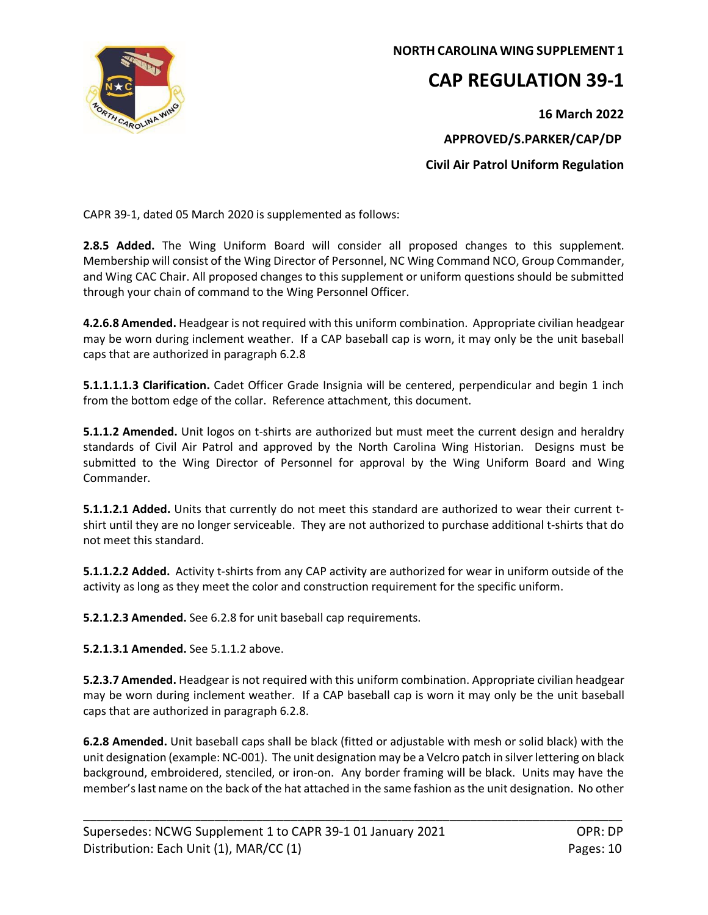**NORTH CAROLINA WING SUPPLEMENT 1**

# CAP REGULATION 39-1

**16 March 2022**

**APPROVED/S.PARKER/CAP/DP**

**Civil Air Patrol Uniform Regulation**

CAPR 39-1, dated 05 March 2020 is supplemented as follows:

**2.8.5 Added.** The Wing Uniform Board will consider all proposed changes to this supplement. Membership will consist of the Wing Director of Personnel, NC Wing Command NCO, Group Commander, and Wing CAC Chair. All proposed changes to this supplement or uniform questions should be submitted through your chain of command to the Wing Personnel Officer.

**4.2.6.8 Amended.** Headgear is not required with this uniform combination. Appropriate civilian headgear may be worn during inclement weather. If a CAP baseball cap is worn, it may only be the unit baseball caps that are authorized in paragraph 6.2.8

**5.1.1.1.1.3 Clarification.** Cadet Officer Grade Insignia will be centered, perpendicular and begin 1 inch from the bottom edge of the collar. Reference attachment, this document.

**5.1.1.2 Amended.** Unit logos on t-shirts are authorized but must meet the current design and heraldry standards of Civil Air Patrol and approved by the North Carolina Wing Historian. Designs must be submitted to the Wing Director of Personnel for approval by the Wing Uniform Board and Wing Commander.

**5.1.1.2.1 Added.** Units that currently do not meet this standard are authorized to wear their current t-shirt until they are no longer serviceable. They are not authorized to purchase additional t-shirts that do not meet this standard.

**5.1.1.2.2 Added.** Activity t-shirts from any CAP activity are authorized for wear in uniform outside of the activity as long as they meet the color and construction requirement for the specific uniform.

**5.2.1.2.3 Amended.** See 6.2.8 for unit baseball cap requirements.

**5.2.1.3.1 Amended.** See 5.1.1.2 above.

**5.2.3.7 Amended.** Headgear is not required with this uniform combination. Appropriate civilian headgear may be worn during inclement weather. If a CAP baseball cap is worn it may only be the unit baseball caps that are authorized in paragraph 6.2.8.

**6.2.8 Amended.** Unit baseball caps shall be black (fitted or adjustable with mesh or solid black) with the unit designation (example: NC-001). The unit designation may be a Velcro patch in silver lettering on black background, embroidered, stenciled, or iron-on. Any border framing will be black. Units may have the member's last name on the back of the hat attached in the same fashion as the unit designation. No other

---

Supersedes: NCWG Supplement 1 to CAPR 39-1 01 January 2021 | OPR: DP

Distribution: Each Unit (1), MAR/CC (1) | Pages: 10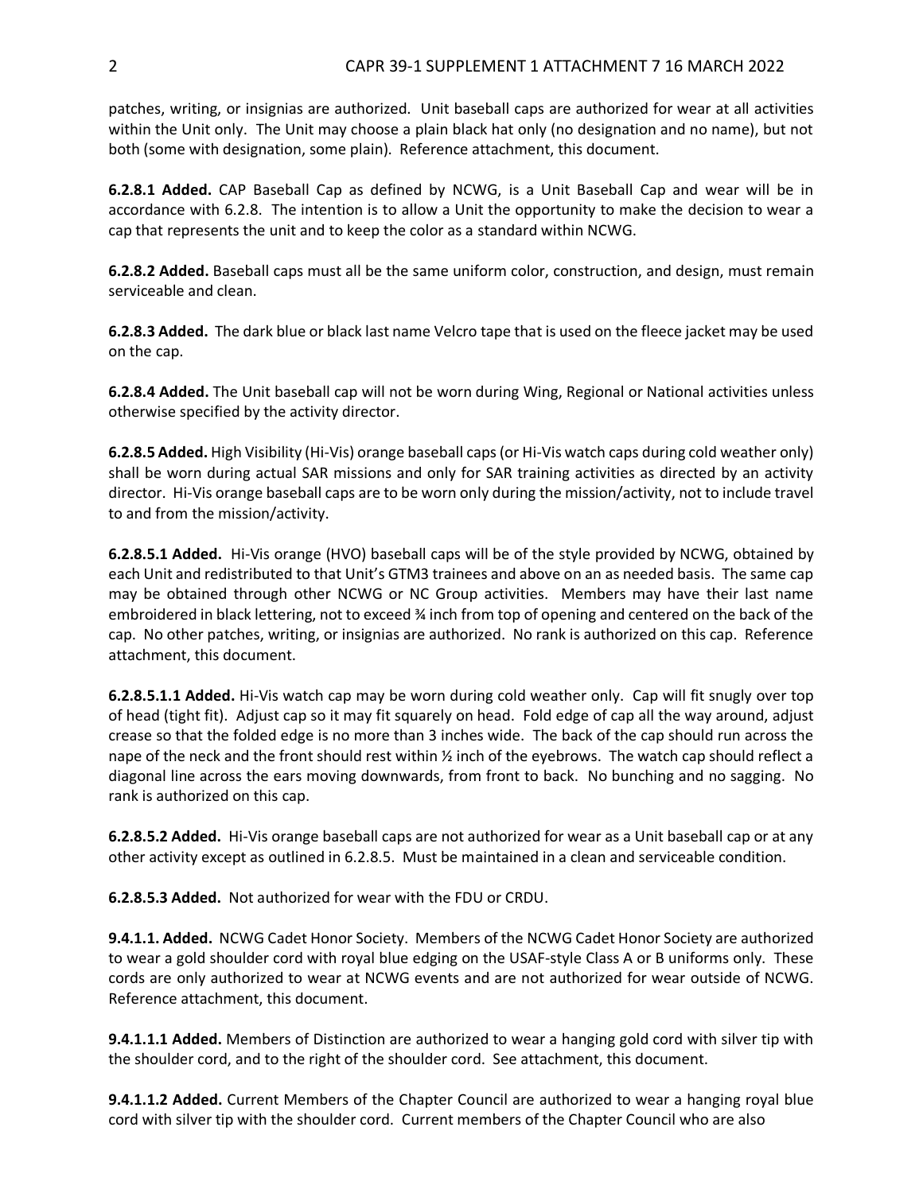patches, writing, or insignias are authorized. Unit baseball caps are authorized for wear at all activities within the Unit only. The Unit may choose a plain black hat only (no designation and no name), but not both (some with designation, some plain). Reference attachment, this document.

**6.2.8.1 Added.** CAP Baseball Cap as defined by NCWG, is a Unit Baseball Cap and wear will be in accordance with 6.2.8. The intention is to allow a Unit the opportunity to make the decision to wear a cap that represents the unit and to keep the color as a standard within NCWG.

**6.2.8.2 Added.** Baseball caps must all be the same uniform color, construction, and design, must remain serviceable and clean.

**6.2.8.3 Added.** The dark blue or black last name Velcro tape that is used on the fleece jacket may be used on the cap.

**6.2.8.4 Added.** The Unit baseball cap will not be worn during Wing, Regional or National activities unless otherwise specified by the activity director.

**6.2.8.5 Added.** High Visibility (Hi-Vis) orange baseball caps (or Hi-Vis watch caps during cold weather only) shall be worn during actual SAR missions and only for SAR training activities as directed by an activity director. Hi-Vis orange baseball caps are to be worn only during the mission/activity, not to include travel to and from the mission/activity.

**6.2.8.5.1 Added.** Hi-Vis orange (HVO) baseball caps will be of the style provided by NCWG, obtained by each Unit and redistributed to that Unit's GTM3 trainees and above on an as needed basis. The same cap may be obtained through other NCWG or NC Group activities. Members may have their last name embroidered in black lettering, not to exceed ¾ inch from top of opening and centered on the back of the cap. No other patches, writing, or insignias are authorized. No rank is authorized on this cap. Reference attachment, this document.

**6.2.8.5.1.1 Added.** Hi-Vis watch cap may be worn during cold weather only. Cap will fit snugly over top of head (tight fit). Adjust cap so it may fit squarely on head. Fold edge of cap all the way around, adjust crease so that the folded edge is no more than 3 inches wide. The back of the cap should run across the nape of the neck and the front should rest within ½ inch of the eyebrows. The watch cap should reflect a diagonal line across the ears moving downwards, from front to back. No bunching and no sagging. No rank is authorized on this cap.

**6.2.8.5.2 Added.** Hi-Vis orange baseball caps are not authorized for wear as a Unit baseball cap or at any other activity except as outlined in 6.2.8.5. Must be maintained in a clean and serviceable condition.

**6.2.8.5.3 Added.** Not authorized for wear with the FDU or CRDU.

**9.4.1.1. Added.** NCWG Cadet Honor Society. Members of the NCWG Cadet Honor Society are authorized to wear a gold shoulder cord with royal blue edging on the USAF-style Class A or B uniforms only. These cords are only authorized to wear at NCWG events and are not authorized for wear outside of NCWG. Reference attachment, this document.

**9.4.1.1.1 Added.** Members of Distinction are authorized to wear a hanging gold cord with silver tip with the shoulder cord, and to the right of the shoulder cord. See attachment, this document.

**9.4.1.1.2 Added.** Current Members of the Chapter Council are authorized to wear a hanging royal blue cord with silver tip with the shoulder cord. Current members of the Chapter Council who are also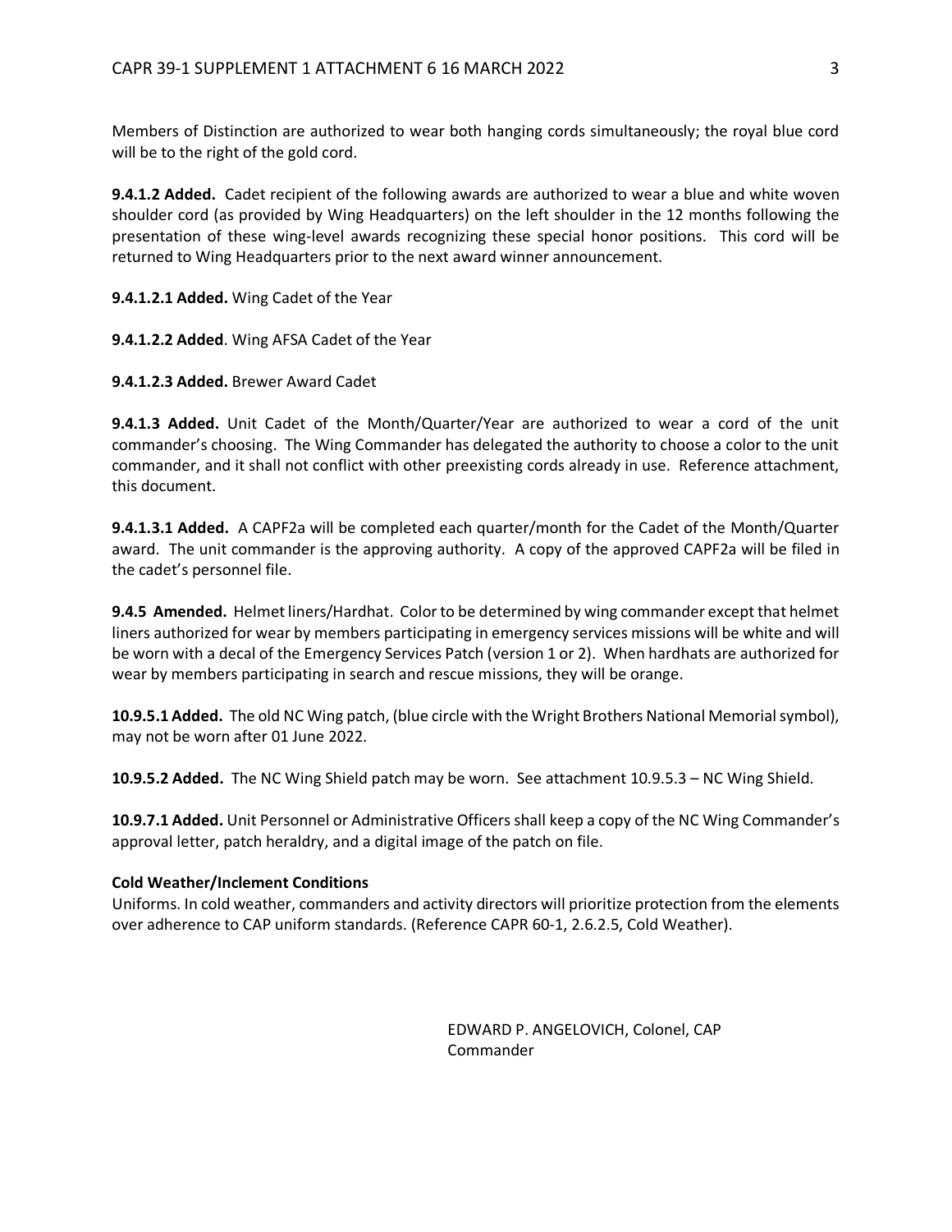Members of Distinction are authorized to wear both hanging cords simultaneously; the royal blue cord will be to the right of the gold cord.

**9.4.1.2 Added.** Cadet recipient of the following awards are authorized to wear a blue and white woven shoulder cord (as provided by Wing Headquarters) on the left shoulder in the 12 months following the presentation of these wing-level awards recognizing these special honor positions. This cord will be returned to Wing Headquarters prior to the next award winner announcement.

**9.4.1.2.1 Added.** Wing Cadet of the Year

**9.4.1.2.2 Added**. Wing AFSA Cadet of the Year

**9.4.1.2.3 Added.** Brewer Award Cadet

**9.4.1.3 Added.** Unit Cadet of the Month/Quarter/Year are authorized to wear a cord of the unit commander's choosing. The Wing Commander has delegated the authority to choose a color to the unit commander, and it shall not conflict with other preexisting cords already in use. Reference attachment, this document.

**9.4.1.3.1 Added.** A CAPF2a will be completed each quarter/month for the Cadet of the Month/Quarter award. The unit commander is the approving authority. A copy of the approved CAPF2a will be filed in the cadet's personnel file.

**9.4.5 Amended.** Helmet liners/Hardhat. Color to be determined by wing commander except that helmet liners authorized for wear by members participating in emergency services missions will be white and will be worn with a decal of the Emergency Services Patch (version 1 or 2). When hardhats are authorized for wear by members participating in search and rescue missions, they will be orange.

**10.9.5.1 Added.** The old NC Wing patch, (blue circle with the Wright Brothers National Memorial symbol), may not be worn after 01 June 2022.

**10.9.5.2 Added.** The NC Wing Shield patch may be worn. See attachment 10.9.5.3 – NC Wing Shield.

**10.9.7.1 Added.** Unit Personnel or Administrative Officers shall keep a copy of the NC Wing Commander's approval letter, patch heraldry, and a digital image of the patch on file.

**Cold Weather/Inclement Conditions**

Uniforms. In cold weather, commanders and activity directors will prioritize protection from the elements over adherence to CAP uniform standards. (Reference CAPR 60-1, 2.6.2.5, Cold Weather).

EDWARD P. ANGELOVICH, Colonel, CAP
Commander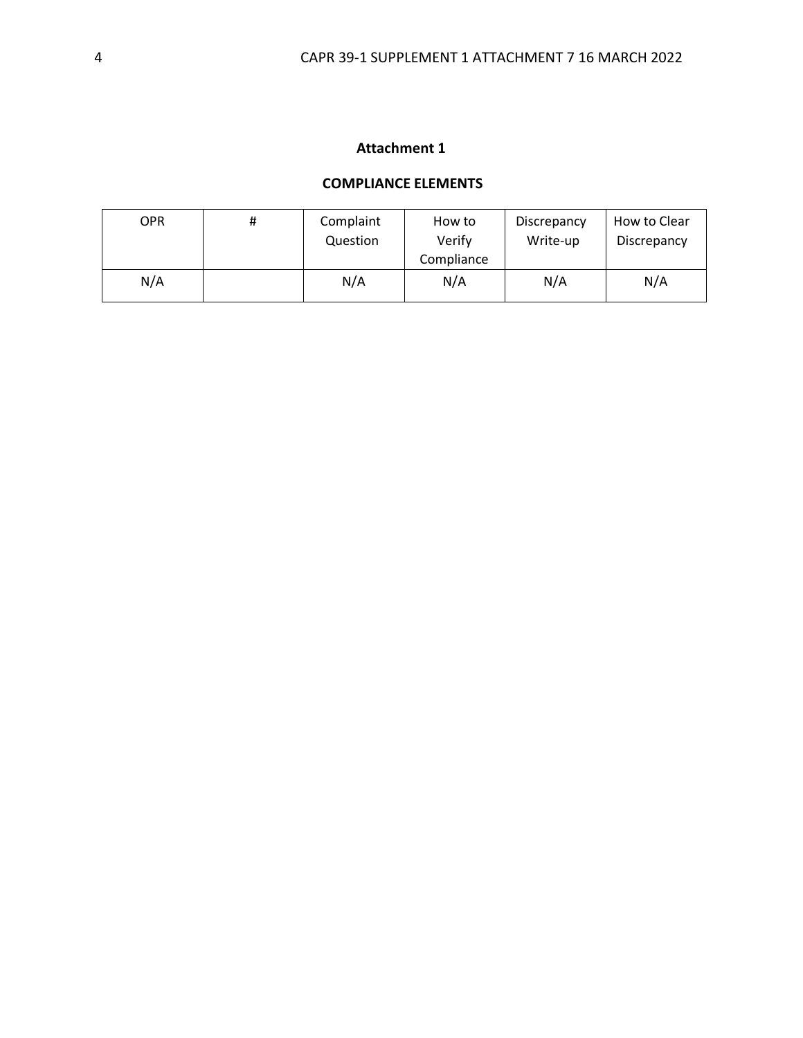## Attachment 1

## COMPLIANCE ELEMENTS

| OPR | # | Complaint Question | How to Verify Compliance | Discrepancy Write-up | How to Clear Discrepancy |
|---|---|---|---|---|---|
| N/A | | N/A | N/A | N/A | N/A |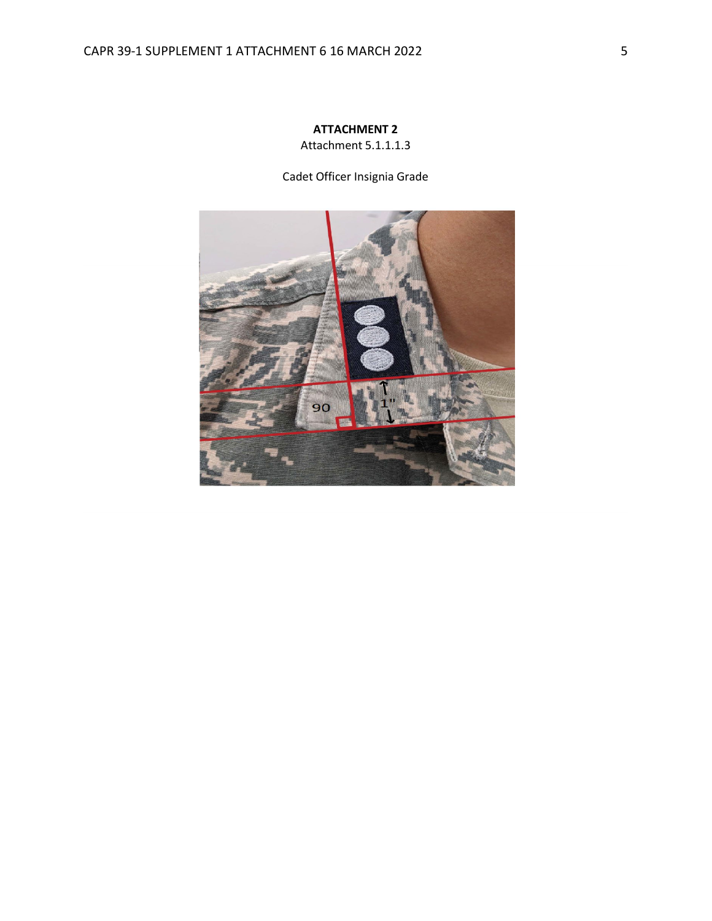**ATTACHMENT 2**

Attachment 5.1.1.1.3

Cadet Officer Insignia Grade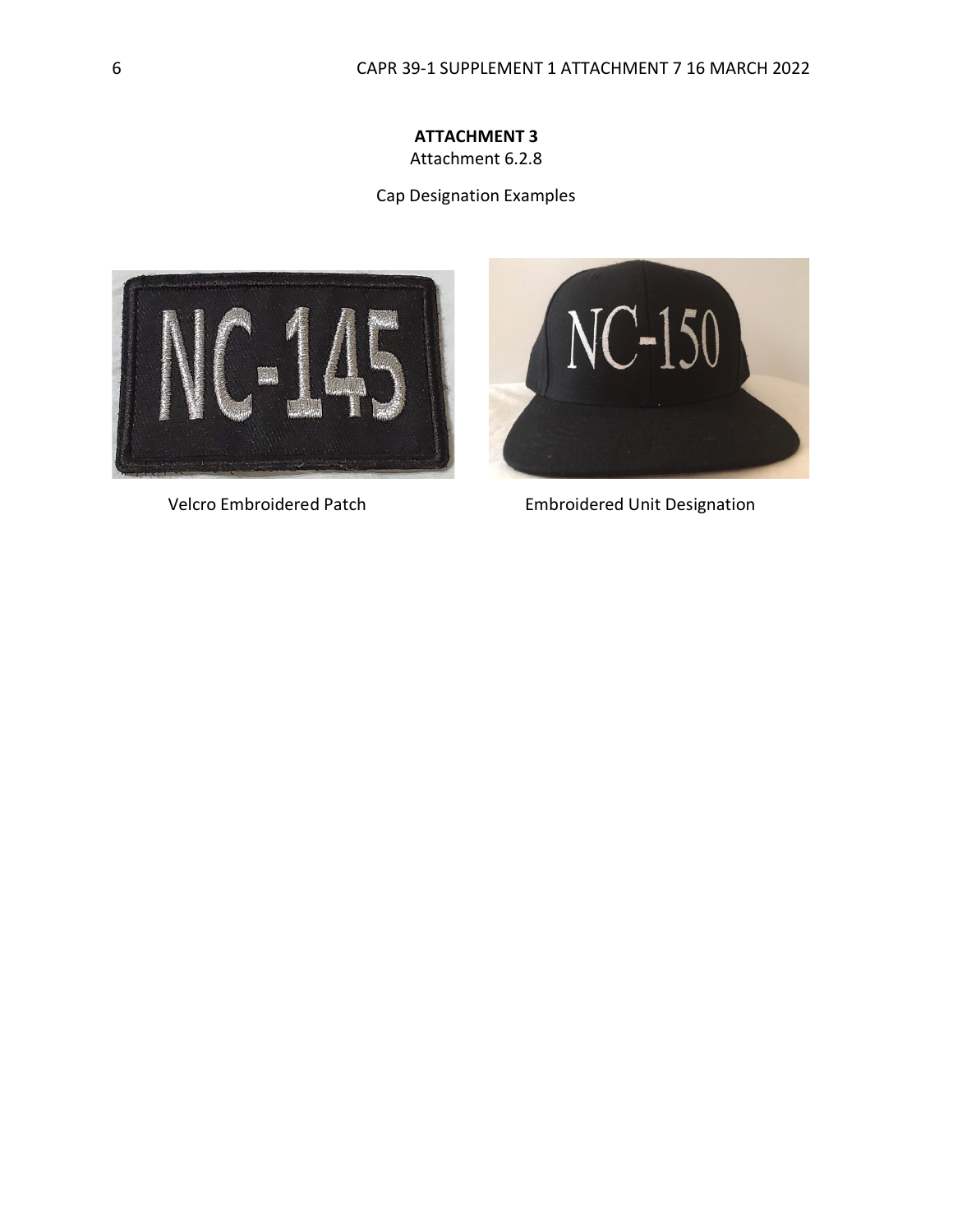**ATTACHMENT 3**

Attachment 6.2.8

Cap Designation Examples

Velcro Embroidered Patch

Embroidered Unit Designation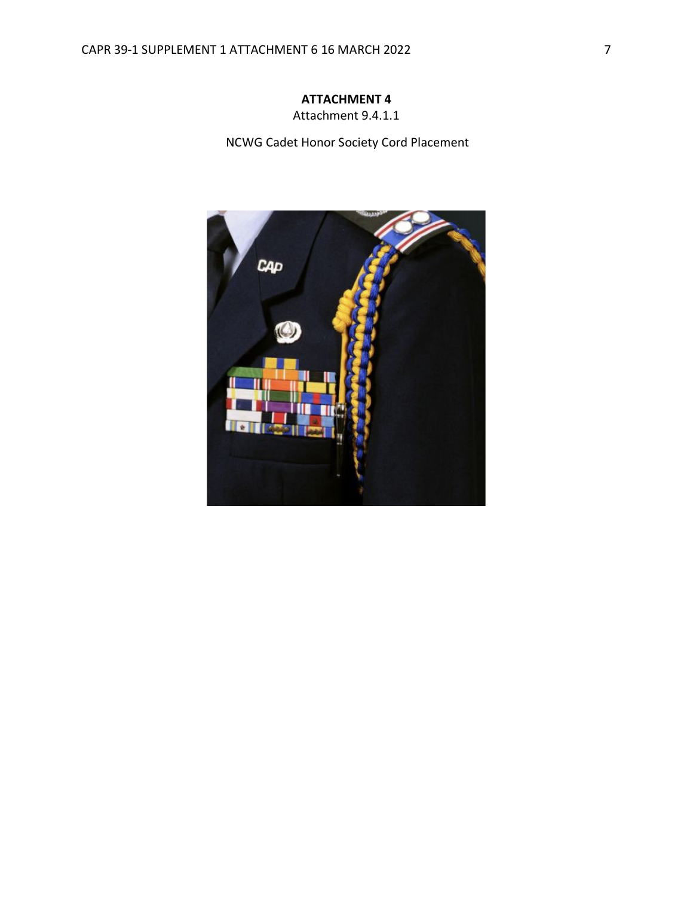**ATTACHMENT 4**

Attachment 9.4.1.1

NCWG Cadet Honor Society Cord Placement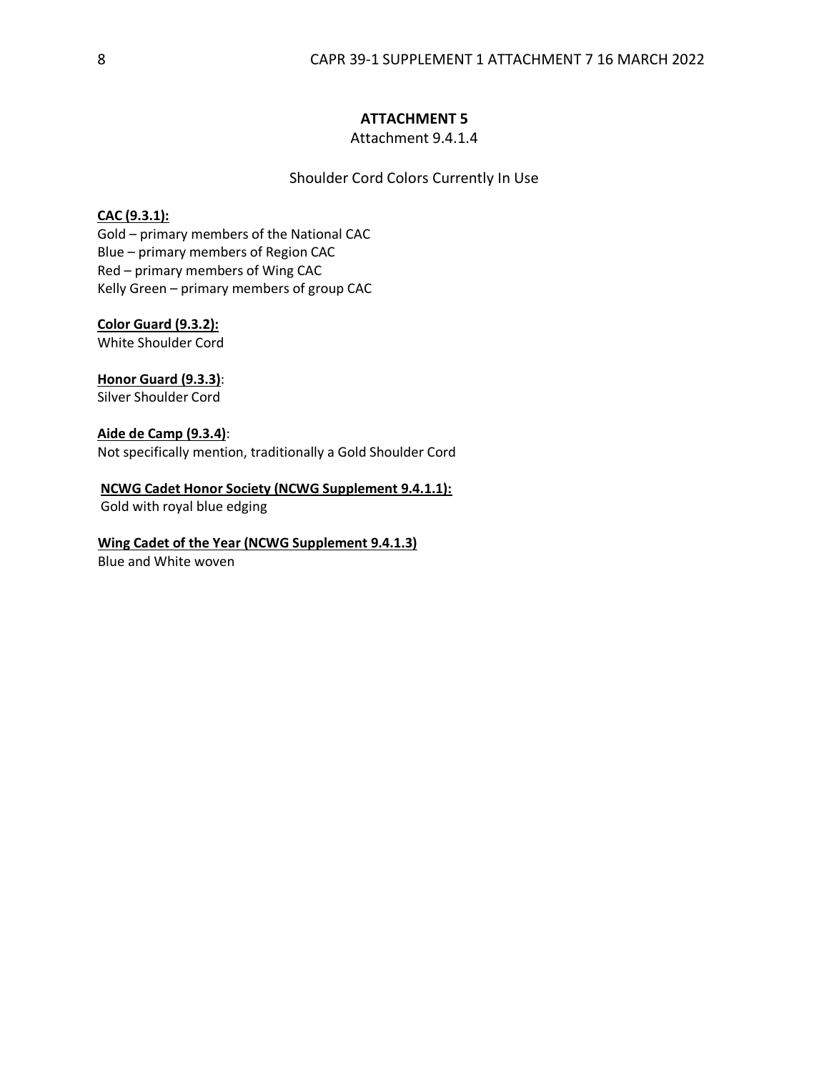## ATTACHMENT 5

Attachment 9.4.1.4

Shoulder Cord Colors Currently In Use

**CAC (9.3.1):**

Gold – primary members of the National CAC
Blue – primary members of Region CAC
Red – primary members of Wing CAC
Kelly Green – primary members of group CAC

**Color Guard (9.3.2):**

White Shoulder Cord

**Honor Guard (9.3.3)**:

Silver Shoulder Cord

**Aide de Camp (9.3.4)**:

Not specifically mention, traditionally a Gold Shoulder Cord

**NCWG Cadet Honor Society (NCWG Supplement 9.4.1.1):**

Gold with royal blue edging

**Wing Cadet of the Year (NCWG Supplement 9.4.1.3)**

Blue and White woven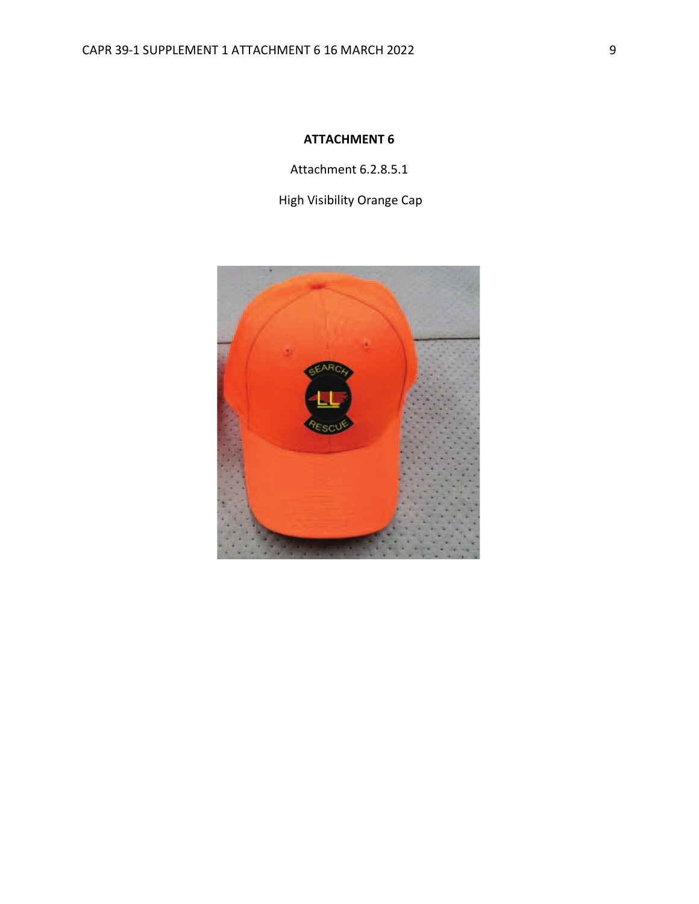# ATTACHMENT 6

Attachment 6.2.8.5.1

High Visibility Orange Cap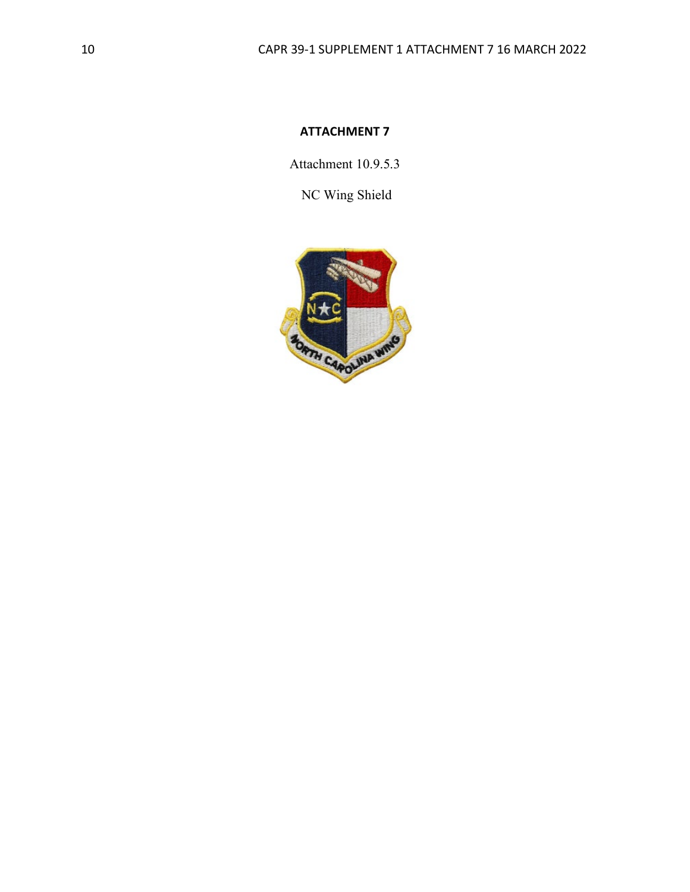**ATTACHMENT 7**

Attachment 10.9.5.3

NC Wing Shield